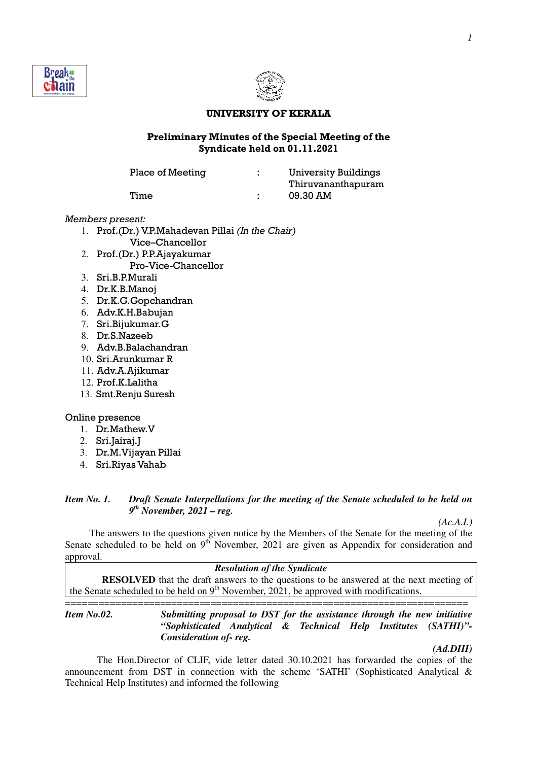**UNIVERSITY OF KERALA**

**Preliminary Minutes of the Special Meeting of the Syndicate held on 01.11.2021**

| | | |
|---|---|---|
| Place of Meeting | : | University Buildings Thiruvananthapuram |
| Time | : | 09.30 AM |

*Members present:*

1. Prof.(Dr.) V.P.Mahadevan Pillai *(In the Chair)*
   Vice–Chancellor
2. Prof.(Dr.) P.P.Ajayakumar
   Pro-Vice-Chancellor
3. Sri.B.P.Murali
4. Dr.K.B.Manoj
5. Dr.K.G.Gopchandran
6. Adv.K.H.Babujan
7. Sri.Bijukumar.G
8. Dr.S.Nazeeb
9. Adv.B.Balachandran
10. Sri.Arunkumar R
11. Adv.A.Ajikumar
12. Prof.K.Lalitha
13. Smt.Renju Suresh

Online presence

1. Dr.Mathew.V
2. Sri.Jairaj.J
3. Dr.M.Vijayan Pillai
4. Sri.Riyas Vahab

***Item No. 1.*** ***Draft Senate Interpellations for the meeting of the Senate scheduled to be held on 9th November, 2021 – reg.***

*(Ac.A.I.)*

The answers to the questions given notice by the Members of the Senate for the meeting of the Senate scheduled to be held on 9th November, 2021 are given as Appendix for consideration and approval.

***Resolution of the Syndicate***

**RESOLVED** that the draft answers to the questions to be answered at the next meeting of the Senate scheduled to be held on 9th November, 2021, be approved with modifications.

=====================================================================

***Item No.02.*** ***Submitting proposal to DST for the assistance through the new initiative "Sophisticated Analytical & Technical Help Institutes (SATHI)"- Consideration of- reg.***

***(Ad.DIII)***

The Hon.Director of CLIF, vide letter dated 30.10.2021 has forwarded the copies of the announcement from DST in connection with the scheme 'SATHI' (Sophisticated Analytical & Technical Help Institutes) and informed the following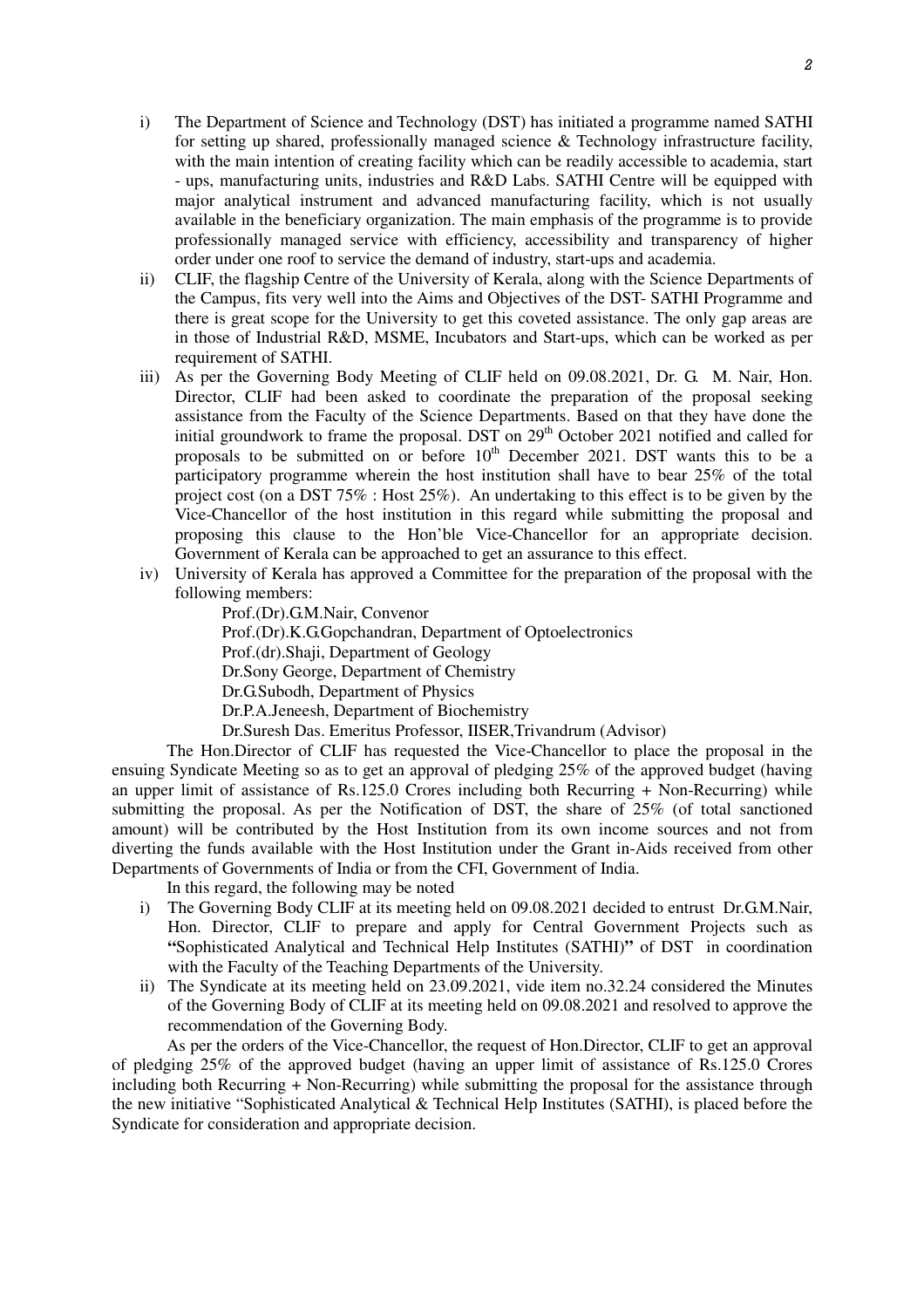i) The Department of Science and Technology (DST) has initiated a programme named SATHI for setting up shared, professionally managed science & Technology infrastructure facility, with the main intention of creating facility which can be readily accessible to academia, start - ups, manufacturing units, industries and R&D Labs. SATHI Centre will be equipped with major analytical instrument and advanced manufacturing facility, which is not usually available in the beneficiary organization. The main emphasis of the programme is to provide professionally managed service with efficiency, accessibility and transparency of higher order under one roof to service the demand of industry, start-ups and academia.

ii) CLIF, the flagship Centre of the University of Kerala, along with the Science Departments of the Campus, fits very well into the Aims and Objectives of the DST- SATHI Programme and there is great scope for the University to get this coveted assistance. The only gap areas are in those of Industrial R&D, MSME, Incubators and Start-ups, which can be worked as per requirement of SATHI.

iii) As per the Governing Body Meeting of CLIF held on 09.08.2021, Dr. G. M. Nair, Hon. Director, CLIF had been asked to coordinate the preparation of the proposal seeking assistance from the Faculty of the Science Departments. Based on that they have done the initial groundwork to frame the proposal. DST on 29th October 2021 notified and called for proposals to be submitted on or before 10th December 2021. DST wants this to be a participatory programme wherein the host institution shall have to bear 25% of the total project cost (on a DST 75% : Host 25%). An undertaking to this effect is to be given by the Vice-Chancellor of the host institution in this regard while submitting the proposal and proposing this clause to the Hon'ble Vice-Chancellor for an appropriate decision. Government of Kerala can be approached to get an assurance to this effect.

iv) University of Kerala has approved a Committee for the preparation of the proposal with the following members:

Prof.(Dr).G.M.Nair, Convenor
Prof.(Dr).K.G.Gopchandran, Department of Optoelectronics
Prof.(dr).Shaji, Department of Geology
Dr.Sony George, Department of Chemistry
Dr.G.Subodh, Department of Physics
Dr.P.A.Jeneesh, Department of Biochemistry
Dr.Suresh Das. Emeritus Professor, IISER,Trivandrum (Advisor)

The Hon.Director of CLIF has requested the Vice-Chancellor to place the proposal in the ensuing Syndicate Meeting so as to get an approval of pledging 25% of the approved budget (having an upper limit of assistance of Rs.125.0 Crores including both Recurring + Non-Recurring) while submitting the proposal. As per the Notification of DST, the share of 25% (of total sanctioned amount) will be contributed by the Host Institution from its own income sources and not from diverting the funds available with the Host Institution under the Grant in-Aids received from other Departments of Governments of India or from the CFI, Government of India.

In this regard, the following may be noted

i) The Governing Body CLIF at its meeting held on 09.08.2021 decided to entrust Dr.G.M.Nair, Hon. Director, CLIF to prepare and apply for Central Government Projects such as **"**Sophisticated Analytical and Technical Help Institutes (SATHI)**"** of DST in coordination with the Faculty of the Teaching Departments of the University.

ii) The Syndicate at its meeting held on 23.09.2021, vide item no.32.24 considered the Minutes of the Governing Body of CLIF at its meeting held on 09.08.2021 and resolved to approve the recommendation of the Governing Body.

As per the orders of the Vice-Chancellor, the request of Hon.Director, CLIF to get an approval of pledging 25% of the approved budget (having an upper limit of assistance of Rs.125.0 Crores including both Recurring + Non-Recurring) while submitting the proposal for the assistance through the new initiative "Sophisticated Analytical & Technical Help Institutes (SATHI), is placed before the Syndicate for consideration and appropriate decision.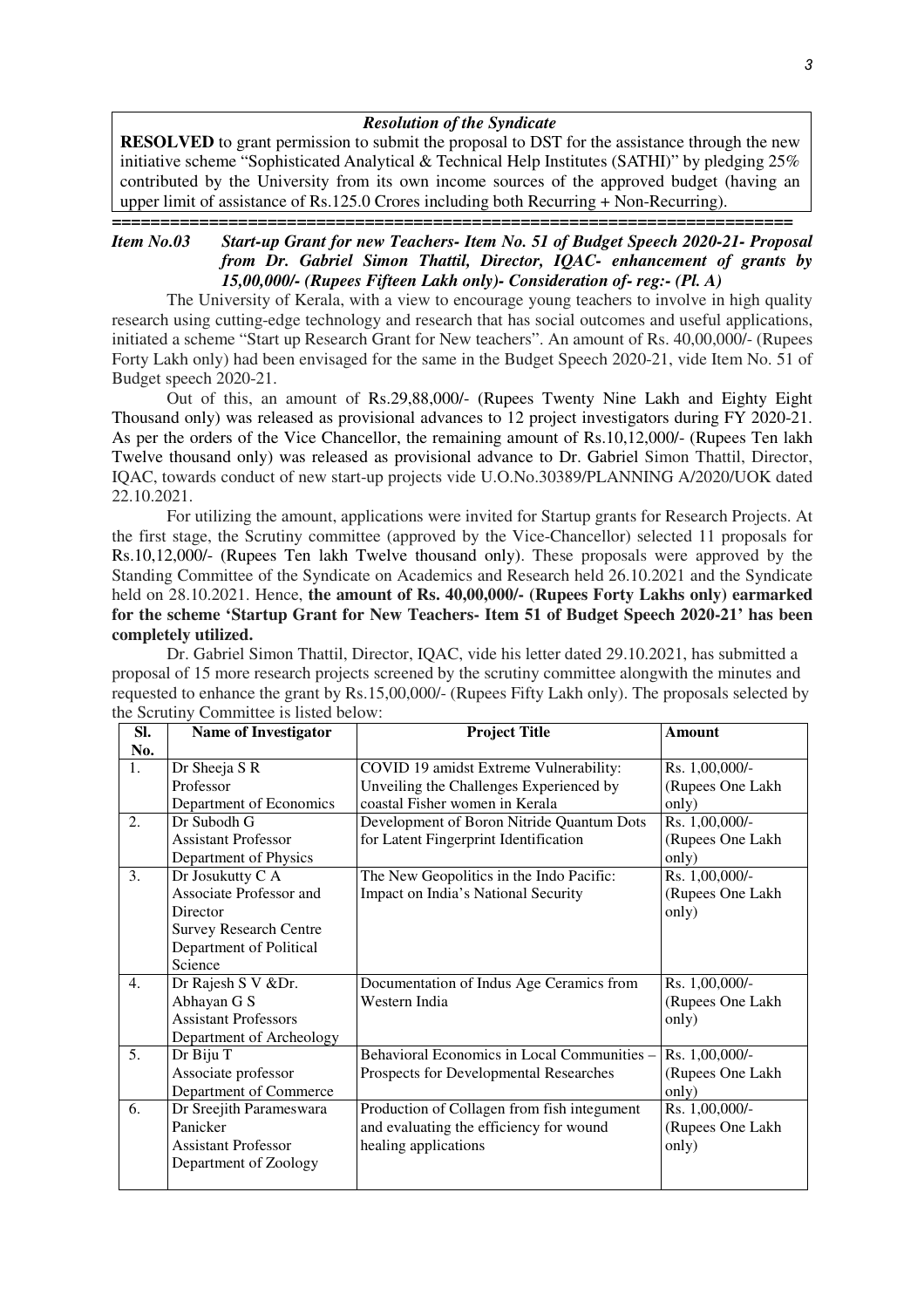***Resolution of the Syndicate***

**RESOLVED** to grant permission to submit the proposal to DST for the assistance through the new initiative scheme "Sophisticated Analytical & Technical Help Institutes (SATHI)" by pledging 25% contributed by the University from its own income sources of the approved budget (having an upper limit of assistance of Rs.125.0 Crores including both Recurring + Non-Recurring).

===================================================================

***Item No.03 Start-up Grant for new Teachers- Item No. 51 of Budget Speech 2020-21- Proposal from Dr. Gabriel Simon Thattil, Director, IQAC- enhancement of grants by 15,00,000/- (Rupees Fifteen Lakh only)- Consideration of- reg:- (Pl. A)***

The University of Kerala, with a view to encourage young teachers to involve in high quality research using cutting-edge technology and research that has social outcomes and useful applications, initiated a scheme "Start up Research Grant for New teachers". An amount of Rs. 40,00,000/- (Rupees Forty Lakh only) had been envisaged for the same in the Budget Speech 2020-21, vide Item No. 51 of Budget speech 2020-21.

Out of this, an amount of Rs.29,88,000/- (Rupees Twenty Nine Lakh and Eighty Eight Thousand only) was released as provisional advances to 12 project investigators during FY 2020-21. As per the orders of the Vice Chancellor, the remaining amount of Rs.10,12,000/- (Rupees Ten lakh Twelve thousand only) was released as provisional advance to Dr. Gabriel Simon Thattil, Director, IQAC, towards conduct of new start-up projects vide U.O.No.30389/PLANNING A/2020/UOK dated 22.10.2021.

For utilizing the amount, applications were invited for Startup grants for Research Projects. At the first stage, the Scrutiny committee (approved by the Vice-Chancellor) selected 11 proposals for Rs.10,12,000/- (Rupees Ten lakh Twelve thousand only). These proposals were approved by the Standing Committee of the Syndicate on Academics and Research held 26.10.2021 and the Syndicate held on 28.10.2021. Hence, **the amount of Rs. 40,00,000/- (Rupees Forty Lakhs only) earmarked for the scheme 'Startup Grant for New Teachers- Item 51 of Budget Speech 2020-21' has been completely utilized.**

Dr. Gabriel Simon Thattil, Director, IQAC, vide his letter dated 29.10.2021, has submitted a proposal of 15 more research projects screened by the scrutiny committee alongwith the minutes and requested to enhance the grant by Rs.15,00,000/- (Rupees Fifty Lakh only). The proposals selected by the Scrutiny Committee is listed below:

| Sl. No. | Name of Investigator | Project Title | Amount |
|---|---|---|---|
| 1. | Dr Sheeja S R<br>Professor<br>Department of Economics | COVID 19 amidst Extreme Vulnerability: Unveiling the Challenges Experienced by coastal Fisher women in Kerala | Rs. 1,00,000/- (Rupees One Lakh only) |
| 2. | Dr Subodh G<br>Assistant Professor<br>Department of Physics | Development of Boron Nitride Quantum Dots for Latent Fingerprint Identification | Rs. 1,00,000/- (Rupees One Lakh only) |
| 3. | Dr Josukutty C A<br>Associate Professor and Director<br>Survey Research Centre<br>Department of Political Science | The New Geopolitics in the Indo Pacific: Impact on India's National Security | Rs. 1,00,000/- (Rupees One Lakh only) |
| 4. | Dr Rajesh S V &Dr. Abhayan G S<br>Assistant Professors<br>Department of Archeology | Documentation of Indus Age Ceramics from Western India | Rs. 1,00,000/- (Rupees One Lakh only) |
| 5. | Dr Biju T<br>Associate professor<br>Department of Commerce | Behavioral Economics in Local Communities – Prospects for Developmental Researches | Rs. 1,00,000/- (Rupees One Lakh only) |
| 6. | Dr Sreejith Parameswara Panicker<br>Assistant Professor<br>Department of Zoology | Production of Collagen from fish integument and evaluating the efficiency for wound healing applications | Rs. 1,00,000/- (Rupees One Lakh only) |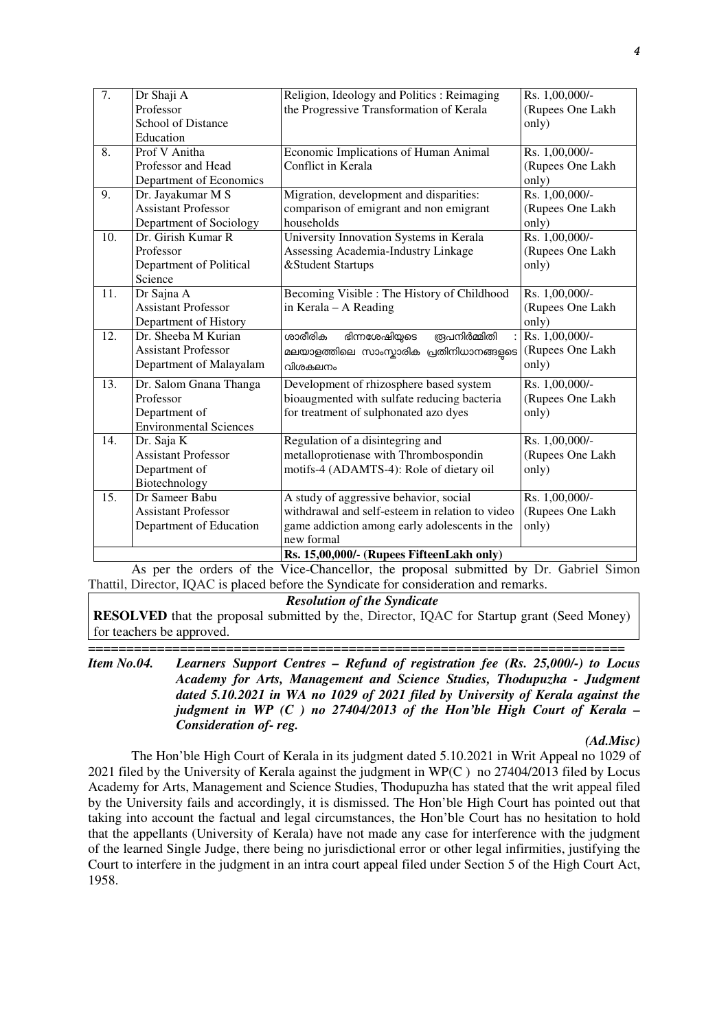| 7. | Dr Shaji A<br>Professor<br>School of Distance Education | Religion, Ideology and Politics : Reimaging the Progressive Transformation of Kerala | Rs. 1,00,000/-<br>(Rupees One Lakh only) |
|---|---|---|---|
| 8. | Prof V Anitha<br>Professor and Head<br>Department of Economics | Economic Implications of Human Animal Conflict in Kerala | Rs. 1,00,000/-<br>(Rupees One Lakh only) |
| 9. | Dr. Jayakumar M S<br>Assistant Professor<br>Department of Sociology | Migration, development and disparities: comparison of emigrant and non emigrant households | Rs. 1,00,000/-<br>(Rupees One Lakh only) |
| 10. | Dr. Girish Kumar R<br>Professor<br>Department of Political Science | University Innovation Systems in Kerala Assessing Academia-Industry Linkage &Student Startups | Rs. 1,00,000/-<br>(Rupees One Lakh only) |
| 11. | Dr Sajna A<br>Assistant Professor<br>Department of History | Becoming Visible : The History of Childhood in Kerala – A Reading | Rs. 1,00,000/-<br>(Rupees One Lakh only) |
| 12. | Dr. Sheeba M Kurian<br>Assistant Professor<br>Department of Malayalam | ശാരീരിക ഭിന്നശേഷിയുടെ രൂപനിർമ്മിതി : മലയാളത്തിലെ സാംസ്കാരിക പ്രതിനിധാനങ്ങളുടെ വിശകലനം | Rs. 1,00,000/-<br>(Rupees One Lakh only) |
| 13. | Dr. Salom Gnana Thanga<br>Professor<br>Department of Environmental Sciences | Development of rhizosphere based system bioaugmented with sulfate reducing bacteria for treatment of sulphonated azo dyes | Rs. 1,00,000/-<br>(Rupees One Lakh only) |
| 14. | Dr. Saja K<br>Assistant Professor<br>Department of Biotechnology | Regulation of a disintegring and metalloprotienase with Thrombospondin motifs-4 (ADAMTS-4): Role of dietary oil | Rs. 1,00,000/-<br>(Rupees One Lakh only) |
| 15. | Dr Sameer Babu<br>Assistant Professor<br>Department of Education | A study of aggressive behavior, social withdrawal and self-esteem in relation to video game addiction among early adolescents in the new formal | Rs. 1,00,000/-<br>(Rupees One Lakh only) |
| | | **Rs. 15,00,000/- (Rupees FifteenLakh only)** | |

As per the orders of the Vice-Chancellor, the proposal submitted by Dr. Gabriel Simon Thattil, Director, IQAC is placed before the Syndicate for consideration and remarks.

***Resolution of the Syndicate***

**RESOLVED** that the proposal submitted by the, Director, IQAC for Startup grant (Seed Money) for teachers be approved.

===================================================================

***Item No.04. Learners Support Centres – Refund of registration fee (Rs. 25,000/-) to Locus Academy for Arts, Management and Science Studies, Thodupuzha - Judgment dated 5.10.2021 in WA no 1029 of 2021 filed by University of Kerala against the judgment in WP (C ) no 27404/2013 of the Hon'ble High Court of Kerala – Consideration of- reg.***

*(Ad.Misc)*

The Hon'ble High Court of Kerala in its judgment dated 5.10.2021 in Writ Appeal no 1029 of 2021 filed by the University of Kerala against the judgment in WP(C ) no 27404/2013 filed by Locus Academy for Arts, Management and Science Studies, Thodupuzha has stated that the writ appeal filed by the University fails and accordingly, it is dismissed. The Hon'ble High Court has pointed out that taking into account the factual and legal circumstances, the Hon'ble Court has no hesitation to hold that the appellants (University of Kerala) have not made any case for interference with the judgment of the learned Single Judge, there being no jurisdictional error or other legal infirmities, justifying the Court to interfere in the judgment in an intra court appeal filed under Section 5 of the High Court Act, 1958.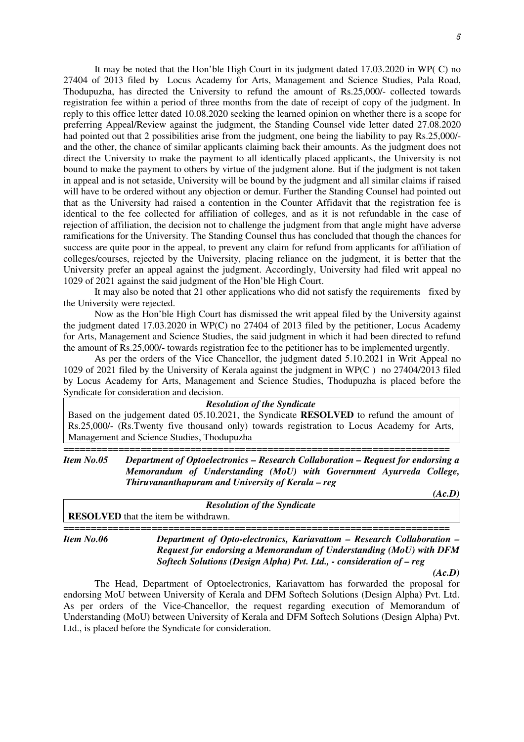It may be noted that the Hon'ble High Court in its judgment dated 17.03.2020 in WP( C) no 27404 of 2013 filed by Locus Academy for Arts, Management and Science Studies, Pala Road, Thodupuzha, has directed the University to refund the amount of Rs.25,000/- collected towards registration fee within a period of three months from the date of receipt of copy of the judgment. In reply to this office letter dated 10.08.2020 seeking the learned opinion on whether there is a scope for preferring Appeal/Review against the judgment, the Standing Counsel vide letter dated 27.08.2020 had pointed out that 2 possibilities arise from the judgment, one being the liability to pay Rs.25,000/- and the other, the chance of similar applicants claiming back their amounts. As the judgment does not direct the University to make the payment to all identically placed applicants, the University is not bound to make the payment to others by virtue of the judgment alone. But if the judgment is not taken in appeal and is not setaside, University will be bound by the judgment and all similar claims if raised will have to be ordered without any objection or demur. Further the Standing Counsel had pointed out that as the University had raised a contention in the Counter Affidavit that the registration fee is identical to the fee collected for affiliation of colleges, and as it is not refundable in the case of rejection of affiliation, the decision not to challenge the judgment from that angle might have adverse ramifications for the University. The Standing Counsel thus has concluded that though the chances for success are quite poor in the appeal, to prevent any claim for refund from applicants for affiliation of colleges/courses, rejected by the University, placing reliance on the judgment, it is better that the University prefer an appeal against the judgment. Accordingly, University had filed writ appeal no 1029 of 2021 against the said judgment of the Hon'ble High Court.

It may also be noted that 21 other applications who did not satisfy the requirements fixed by the University were rejected.

Now as the Hon'ble High Court has dismissed the writ appeal filed by the University against the judgment dated 17.03.2020 in WP(C) no 27404 of 2013 filed by the petitioner, Locus Academy for Arts, Management and Science Studies, the said judgment in which it had been directed to refund the amount of Rs.25,000/- towards registration fee to the petitioner has to be implemented urgently.

As per the orders of the Vice Chancellor, the judgment dated 5.10.2021 in Writ Appeal no 1029 of 2021 filed by the University of Kerala against the judgment in WP(C ) no 27404/2013 filed by Locus Academy for Arts, Management and Science Studies, Thodupuzha is placed before the Syndicate for consideration and decision.

***Resolution of the Syndicate***

Based on the judgement dated 05.10.2021, the Syndicate **RESOLVED** to refund the amount of Rs.25,000/- (Rs.Twenty five thousand only) towards registration to Locus Academy for Arts, Management and Science Studies, Thodupuzha

======================================================================

***Item No.05 Department of Optoelectronics – Research Collaboration – Request for endorsing a Memorandum of Understanding (MoU) with Government Ayurveda College, Thiruvananthapuram and University of Kerala – reg***

***(Ac.D)***

***Resolution of the Syndicate***

**RESOLVED** that the item be withdrawn.

======================================================================

***Item No.06 Department of Opto-electronics, Kariavattom – Research Collaboration – Request for endorsing a Memorandum of Understanding (MoU) with DFM Softech Solutions (Design Alpha) Pvt. Ltd., - consideration of – reg***

***(Ac.D)***

The Head, Department of Optoelectronics, Kariavattom has forwarded the proposal for endorsing MoU between University of Kerala and DFM Softech Solutions (Design Alpha) Pvt. Ltd. As per orders of the Vice-Chancellor, the request regarding execution of Memorandum of Understanding (MoU) between University of Kerala and DFM Softech Solutions (Design Alpha) Pvt. Ltd., is placed before the Syndicate for consideration.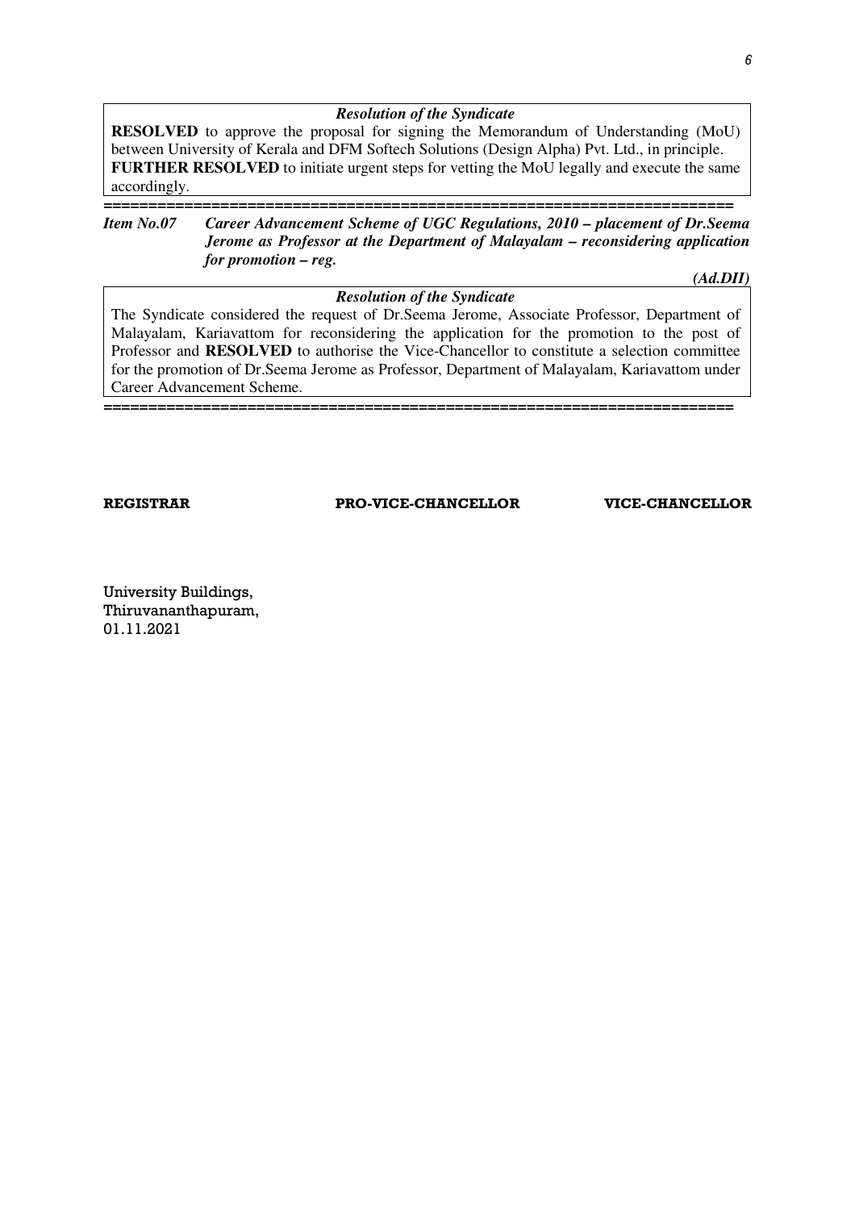***Resolution of the Syndicate***

**RESOLVED** to approve the proposal for signing the Memorandum of Understanding (MoU) between University of Kerala and DFM Softech Solutions (Design Alpha) Pvt. Ltd., in principle.
**FURTHER RESOLVED** to initiate urgent steps for vetting the MoU legally and execute the same accordingly.

==================================================================

***Item No.07 Career Advancement Scheme of UGC Regulations, 2010 – placement of Dr.Seema Jerome as Professor at the Department of Malayalam – reconsidering application for promotion – reg.***

***(Ad.DII)***

***Resolution of the Syndicate***

The Syndicate considered the request of Dr.Seema Jerome, Associate Professor, Department of Malayalam, Kariavattom for reconsidering the application for the promotion to the post of Professor and **RESOLVED** to authorise the Vice-Chancellor to constitute a selection committee for the promotion of Dr.Seema Jerome as Professor, Department of Malayalam, Kariavattom under Career Advancement Scheme.

==================================================================

**REGISTRAR** **PRO-VICE-CHANCELLOR** **VICE-CHANCELLOR**

University Buildings,
Thiruvananthapuram,
01.11.2021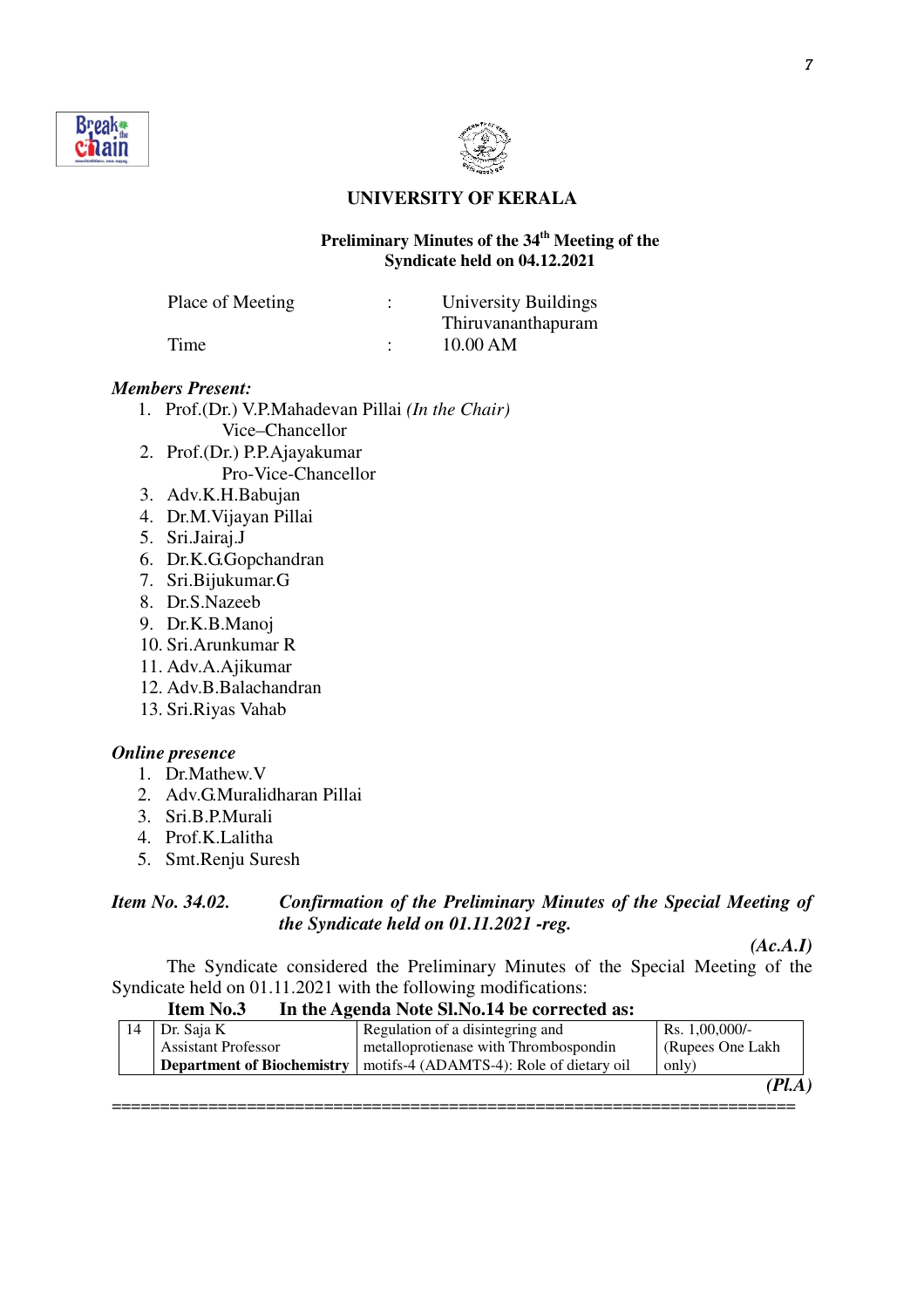**UNIVERSITY OF KERALA**

**Preliminary Minutes of the 34th Meeting of the Syndicate held on 04.12.2021**

| | | |
|---|---|---|
| Place of Meeting | : | University Buildings Thiruvananthapuram |
| Time | : | 10.00 AM |

***Members Present:***

1. Prof.(Dr.) V.P.Mahadevan Pillai *(In the Chair)*
   Vice–Chancellor
2. Prof.(Dr.) P.P.Ajayakumar
   Pro-Vice-Chancellor
3. Adv.K.H.Babujan
4. Dr.M.Vijayan Pillai
5. Sri.Jairaj.J
6. Dr.K.G.Gopchandran
7. Sri.Bijukumar.G
8. Dr.S.Nazeeb
9. Dr.K.B.Manoj
10. Sri.Arunkumar R
11. Adv.A.Ajikumar
12. Adv.B.Balachandran
13. Sri.Riyas Vahab

***Online presence***

1. Dr.Mathew.V
2. Adv.G.Muralidharan Pillai
3. Sri.B.P.Murali
4. Prof.K.Lalitha
5. Smt.Renju Suresh

***Item No. 34.02. Confirmation of the Preliminary Minutes of the Special Meeting of the Syndicate held on 01.11.2021 -reg.***

***(Ac.A.I)***

The Syndicate considered the Preliminary Minutes of the Special Meeting of the Syndicate held on 01.11.2021 with the following modifications:

**Item No.3 In the Agenda Note Sl.No.14 be corrected as:**

| | | | |
|---|---|---|---|
| 14 | Dr. Saja K<br>Assistant Professor<br>**Department of Biochemistry** | Regulation of a disintegring and metalloprotienase with Thrombospondin motifs-4 (ADAMTS-4): Role of dietary oil | Rs. 1,00,000/-<br>(Rupees One Lakh only) |

***(Pl.A)***

=====================================================================